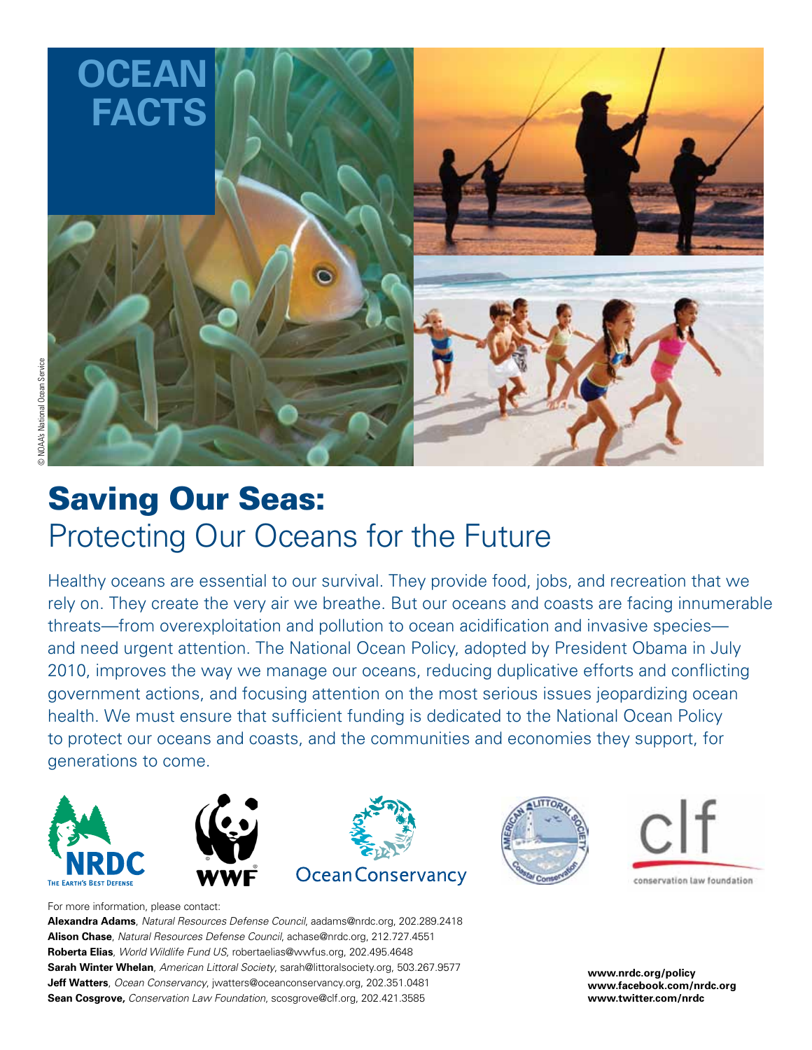# OCEAN FACTS

© NOAA's National Ocean Service

# Saving Our Seas:
## Protecting Our Oceans for the Future

Healthy oceans are essential to our survival. They provide food, jobs, and recreation that we rely on. They create the very air we breathe. But our oceans and coasts are facing innumerable threats—from overexploitation and pollution to ocean acidification and invasive species—and need urgent attention. The National Ocean Policy, adopted by President Obama in July 2010, improves the way we manage our oceans, reducing duplicative efforts and conflicting government actions, and focusing attention on the most serious issues jeopardizing ocean health. We must ensure that sufficient funding is dedicated to the National Ocean Policy to protect our oceans and coasts, and the communities and economies they support, for generations to come.

NRDC The Earth's Best Defense

WWF

Ocean Conservancy

American Littoral Society Coastal Conservation

clf conservation law foundation

For more information, please contact:

**Alexandra Adams**, *Natural Resources Defense Council*, aadams@nrdc.org, 202.289.2418
**Alison Chase**, *Natural Resources Defense Council*, achase@nrdc.org, 212.727.4551
**Roberta Elias**, *World Wildlife Fund US*, robertaelias@wwfus.org, 202.495.4648
**Sarah Winter Whelan**, *American Littoral Society*, sarah@littoralsociety.org, 503.267.9577
**Jeff Watters**, *Ocean Conservancy*, jwatters@oceanconservancy.org, 202.351.0481
**Sean Cosgrove,** *Conservation Law Foundation*, scosgrove@clf.org, 202.421.3585

**www.nrdc.org/policy**
**www.facebook.com/nrdc.org**
**www.twitter.com/nrdc**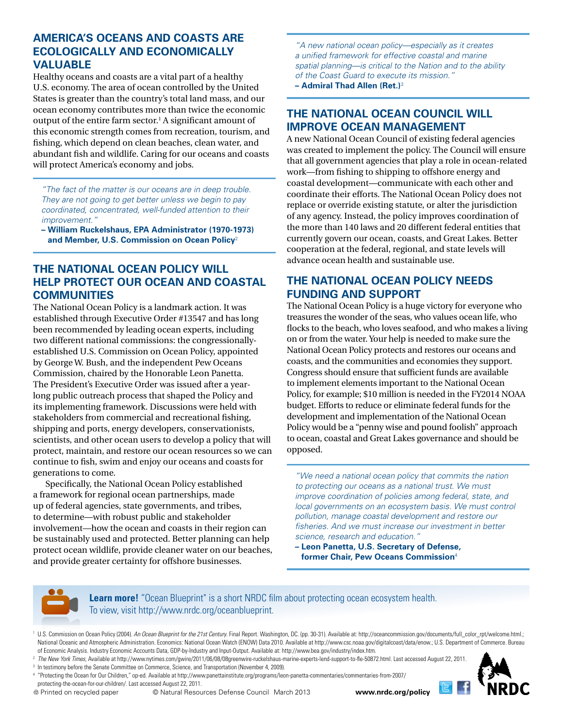## AMERICA'S OCEANS AND COASTS ARE ECOLOGICALLY AND ECONOMICALLY VALUABLE

Healthy oceans and coasts are a vital part of a healthy U.S. economy. The area of ocean controlled by the United States is greater than the country's total land mass, and our ocean economy contributes more than twice the economic output of the entire farm sector.[1] A significant amount of this economic strength comes from recreation, tourism, and fishing, which depend on clean beaches, clean water, and abundant fish and wildlife. Caring for our oceans and coasts will protect America's economy and jobs.

> *"The fact of the matter is our oceans are in deep trouble. They are not going to get better unless we begin to pay coordinated, concentrated, well-funded attention to their improvement."*
>
> **– William Ruckelshaus, EPA Administrator (1970-1973) and Member, U.S. Commission on Ocean Policy**[2]

## THE NATIONAL OCEAN POLICY WILL HELP PROTECT OUR OCEAN AND COASTAL COMMUNITIES

The National Ocean Policy is a landmark action. It was established through Executive Order #13547 and has long been recommended by leading ocean experts, including two different national commissions: the congressionally-established U.S. Commission on Ocean Policy, appointed by George W. Bush, and the independent Pew Oceans Commission, chaired by the Honorable Leon Panetta. The President's Executive Order was issued after a year-long public outreach process that shaped the Policy and its implementing framework. Discussions were held with stakeholders from commercial and recreational fishing, shipping and ports, energy developers, conservationists, scientists, and other ocean users to develop a policy that will protect, maintain, and restore our ocean resources so we can continue to fish, swim and enjoy our oceans and coasts for generations to come.

Specifically, the National Ocean Policy established a framework for regional ocean partnerships, made up of federal agencies, state governments, and tribes, to determine—with robust public and stakeholder involvement—how the ocean and coasts in their region can be sustainably used and protected. Better planning can help protect ocean wildlife, provide cleaner water on our beaches, and provide greater certainty for offshore businesses.

> *"A new national ocean policy—especially as it creates a unified framework for effective coastal and marine spatial planning—is critical to the Nation and to the ability of the Coast Guard to execute its mission."*
>
> **– Admiral Thad Allen (Ret.)**[3]

## THE NATIONAL OCEAN COUNCIL WILL IMPROVE OCEAN MANAGEMENT

A new National Ocean Council of existing federal agencies was created to implement the policy. The Council will ensure that all government agencies that play a role in ocean-related work—from fishing to shipping to offshore energy and coastal development—communicate with each other and coordinate their efforts. The National Ocean Policy does not replace or override existing statute, or alter the jurisdiction of any agency. Instead, the policy improves coordination of the more than 140 laws and 20 different federal entities that currently govern our ocean, coasts, and Great Lakes. Better cooperation at the federal, regional, and state levels will advance ocean health and sustainable use.

## THE NATIONAL OCEAN POLICY NEEDS FUNDING AND SUPPORT

The National Ocean Policy is a huge victory for everyone who treasures the wonder of the seas, who values ocean life, who flocks to the beach, who loves seafood, and who makes a living on or from the water. Your help is needed to make sure the National Ocean Policy protects and restores our oceans and coasts, and the communities and economies they support. Congress should ensure that sufficient funds are available to implement elements important to the National Ocean Policy, for example; $10 million is needed in the FY2014 NOAA budget. Efforts to reduce or eliminate federal funds for the development and implementation of the National Ocean Policy would be a "penny wise and pound foolish" approach to ocean, coastal and Great Lakes governance and should be opposed.

> *"We need a national ocean policy that commits the nation to protecting our oceans as a national trust. We must improve coordination of policies among federal, state, and local governments on an ecosystem basis. We must control pollution, manage coastal development and restore our fisheries. And we must increase our investment in better science, research and education."*
>
> **– Leon Panetta, U.S. Secretary of Defense, former Chair, Pew Oceans Commission**[4]

**Learn more!** "Ocean Blueprint" is a short NRDC film about protecting ocean ecosystem health. To view, visit http://www.nrdc.org/oceanblueprint.

[1] U.S. Commission on Ocean Policy (2004). *An Ocean Blueprint for the 21st Century*. Final Report. Washington, DC. (pp. 30-31). Available at: http://oceancommission.gov/documents/full_color_rpt/welcome.html.; National Oceanic and Atmospheric Administration. Economics: National Ocean Watch (ENOW) Data 2010. Available at http://www.csc.noaa.gov/digitalcoast/data/enow.; U.S. Department of Commerce. Bureau of Economic Analysis. Industry Economic Accounts Data, GDP-by-Industry and Input-Output. Available at: http://www.bea.gov/industry/index.htm.

[2] *The New York Times*, Available at http://www.nytimes.com/gwire/2011/06/08/08greenwire-ruckelshaus-marine-experts-lend-support-to-fle-50872.html. Last accessed August 22, 2011.

[3] In testimony before the Senate Committee on Commerce, Science, and Transportation (November 4, 2009).

[4] "Protecting the Ocean for Our Children," op-ed. Available at http://www.panettainstitute.org/programs/leon-panetta-commentaries/commentaries-from-2007/protecting-the-ocean-for-our-children/. Last accessed August 22, 2011.

Printed on recycled paper © Natural Resources Defense Council March 2013 www.nrdc.org/policy

NRDC